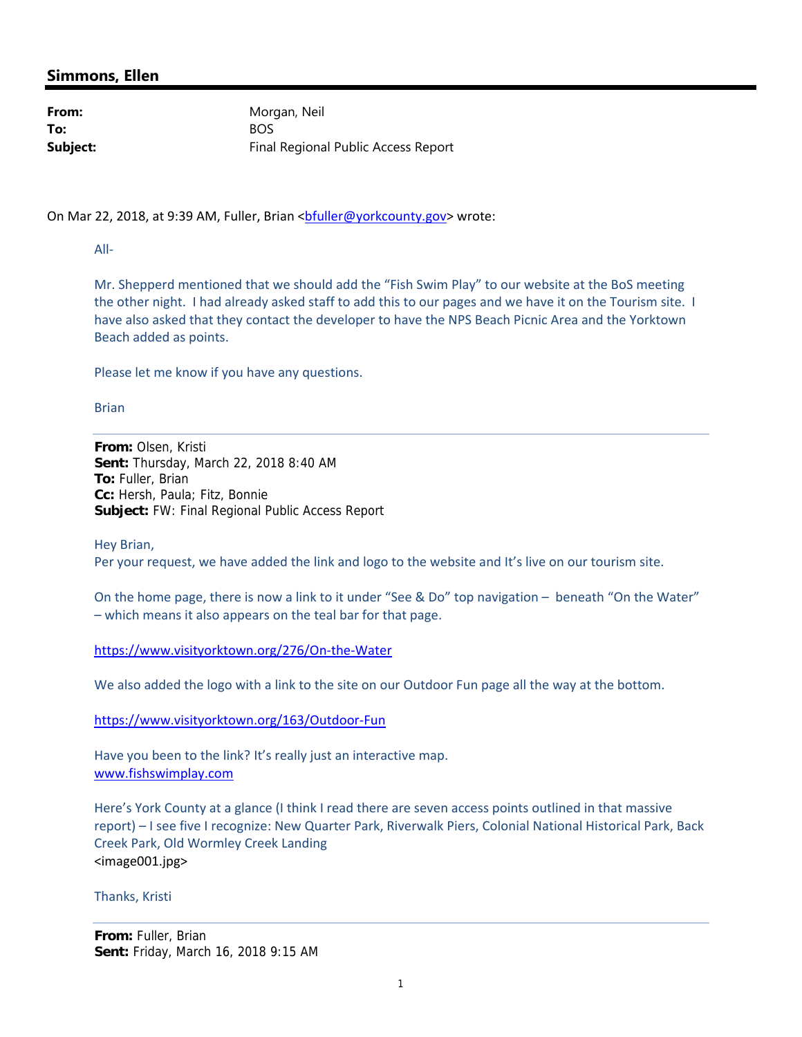## Simmons, Ellen

**From:** Morgan, Neil
**To:** BOS
**Subject:** Final Regional Public Access Report

On Mar 22, 2018, at 9:39 AM, Fuller, Brian <bfuller@yorkcounty.gov> wrote:

All-

Mr. Shepperd mentioned that we should add the "Fish Swim Play" to our website at the BoS meeting the other night. I had already asked staff to add this to our pages and we have it on the Tourism site. I have also asked that they contact the developer to have the NPS Beach Picnic Area and the Yorktown Beach added as points.

Please let me know if you have any questions.

Brian

---

**From:** Olsen, Kristi
**Sent:** Thursday, March 22, 2018 8:40 AM
**To:** Fuller, Brian
**Cc:** Hersh, Paula; Fitz, Bonnie
**Subject:** FW: Final Regional Public Access Report

Hey Brian,
Per your request, we have added the link and logo to the website and It's live on our tourism site.

On the home page, there is now a link to it under "See & Do" top navigation – beneath "On the Water" – which means it also appears on the teal bar for that page.

https://www.visityorktown.org/276/On-the-Water

We also added the logo with a link to the site on our Outdoor Fun page all the way at the bottom.

https://www.visityorktown.org/163/Outdoor-Fun

Have you been to the link? It's really just an interactive map.
www.fishswimplay.com

Here's York County at a glance (I think I read there are seven access points outlined in that massive report) – I see five I recognize: New Quarter Park, Riverwalk Piers, Colonial National Historical Park, Back Creek Park, Old Wormley Creek Landing
<image001.jpg>

Thanks, Kristi

---

**From:** Fuller, Brian
**Sent:** Friday, March 16, 2018 9:15 AM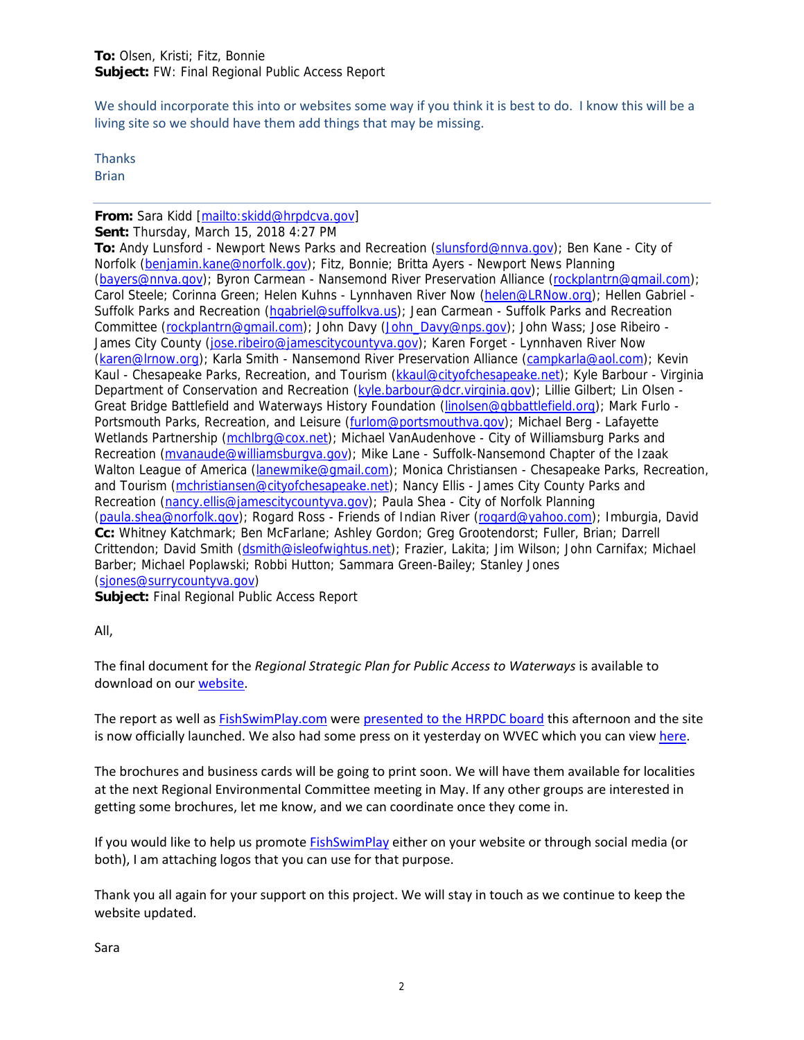**To:** Olsen, Kristi; Fitz, Bonnie
**Subject:** FW: Final Regional Public Access Report

We should incorporate this into or websites some way if you think it is best to do. I know this will be a living site so we should have them add things that may be missing.

Thanks
Brian

---

**From:** Sara Kidd [mailto:skidd@hrpdcva.gov]
**Sent:** Thursday, March 15, 2018 4:27 PM
**To:** Andy Lunsford - Newport News Parks and Recreation (slunsford@nnva.gov); Ben Kane - City of Norfolk (benjamin.kane@norfolk.gov); Fitz, Bonnie; Britta Ayers - Newport News Planning (bayers@nnva.gov); Byron Carmean - Nansemond River Preservation Alliance (rockplantrn@gmail.com); Carol Steele; Corinna Green; Helen Kuhns - Lynnhaven River Now (helen@LRNow.org); Hellen Gabriel - Suffolk Parks and Recreation (hgabriel@suffolkva.us); Jean Carmean - Suffolk Parks and Recreation Committee (rockplantrn@gmail.com); John Davy (John_Davy@nps.gov); John Wass; Jose Ribeiro - James City County (jose.ribeiro@jamescitycountyva.gov); Karen Forget - Lynnhaven River Now (karen@lrnow.org); Karla Smith - Nansemond River Preservation Alliance (campkarla@aol.com); Kevin Kaul - Chesapeake Parks, Recreation, and Tourism (kkaul@cityofchesapeake.net); Kyle Barbour - Virginia Department of Conservation and Recreation (kyle.barbour@dcr.virginia.gov); Lillie Gilbert; Lin Olsen - Great Bridge Battlefield and Waterways History Foundation (linolsen@gbbattlefield.org); Mark Furlo - Portsmouth Parks, Recreation, and Leisure (furlom@portsmouthva.gov); Michael Berg - Lafayette Wetlands Partnership (mchlbrg@cox.net); Michael VanAudenhove - City of Williamsburg Parks and Recreation (mvanaude@williamsburgva.gov); Mike Lane - Suffolk-Nansemond Chapter of the Izaak Walton League of America (lanewmike@gmail.com); Monica Christiansen - Chesapeake Parks, Recreation, and Tourism (mchristiansen@cityofchesapeake.net); Nancy Ellis - James City County Parks and Recreation (nancy.ellis@jamescitycountyva.gov); Paula Shea - City of Norfolk Planning (paula.shea@norfolk.gov); Rogard Ross - Friends of Indian River (rogard@yahoo.com); Imburgia, David
**Cc:** Whitney Katchmark; Ben McFarlane; Ashley Gordon; Greg Grootendorst; Fuller, Brian; Darrell Crittendon; David Smith (dsmith@isleofwightus.net); Frazier, Lakita; Jim Wilson; John Carnifax; Michael Barber; Michael Poplawski; Robbi Hutton; Sammara Green-Bailey; Stanley Jones (sjones@surrycountyva.gov)
**Subject:** Final Regional Public Access Report

All,

The final document for the *Regional Strategic Plan for Public Access to Waterways* is available to download on our website.

The report as well as FishSwimPlay.com were presented to the HRPDC board this afternoon and the site is now officially launched. We also had some press on it yesterday on WVEC which you can view here.

The brochures and business cards will be going to print soon. We will have them available for localities at the next Regional Environmental Committee meeting in May. If any other groups are interested in getting some brochures, let me know, and we can coordinate once they come in.

If you would like to help us promote FishSwimPlay either on your website or through social media (or both), I am attaching logos that you can use for that purpose.

Thank you all again for your support on this project. We will stay in touch as we continue to keep the website updated.

Sara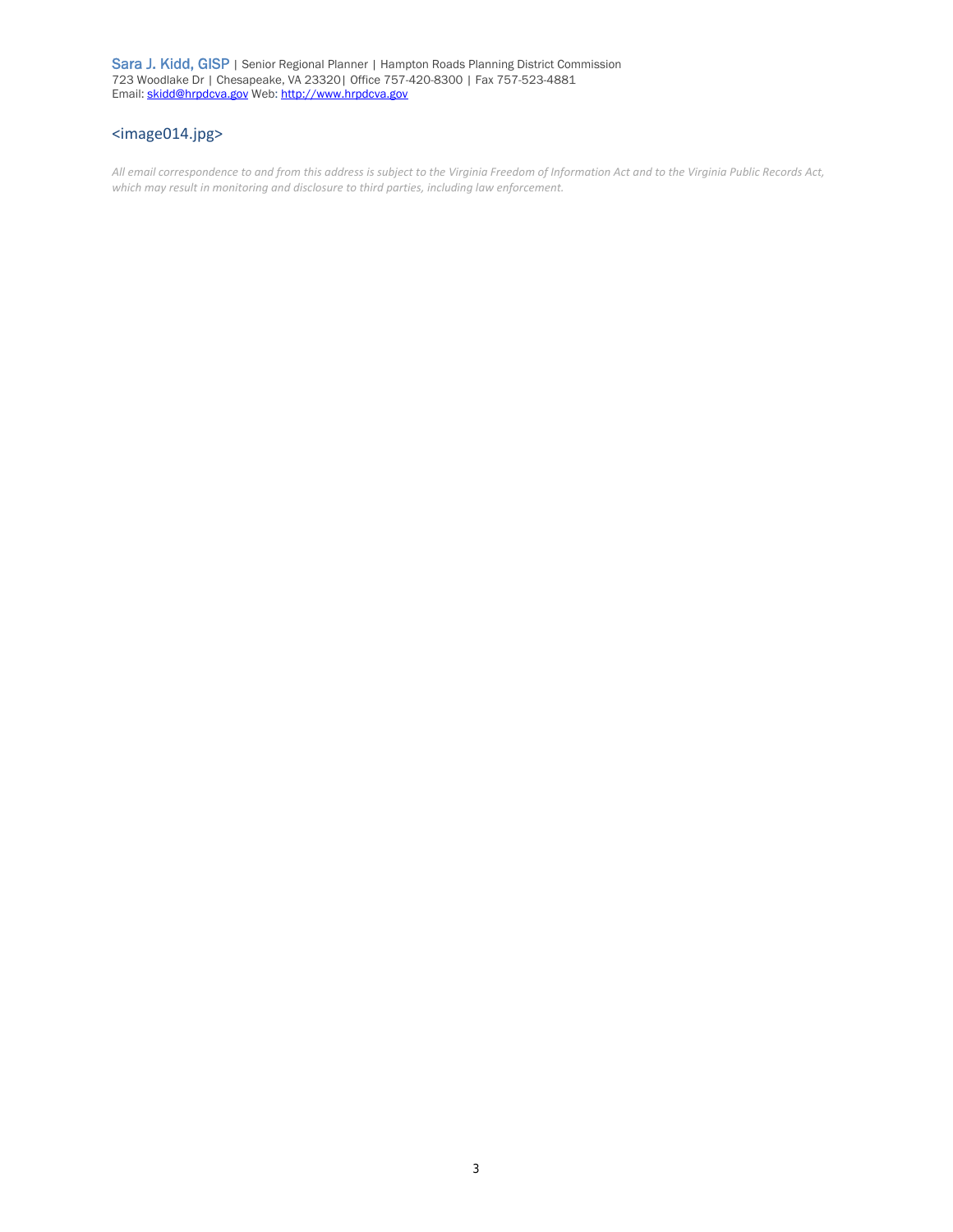**Sara J. Kidd, GISP** | Senior Regional Planner | Hampton Roads Planning District Commission
723 Woodlake Dr | Chesapeake, VA 23320| Office 757-420-8300 | Fax 757-523-4881
Email: skidd@hrpdcva.gov Web: http://www.hrpdcva.gov

<image014.jpg>

*All email correspondence to and from this address is subject to the Virginia Freedom of Information Act and to the Virginia Public Records Act, which may result in monitoring and disclosure to third parties, including law enforcement.*